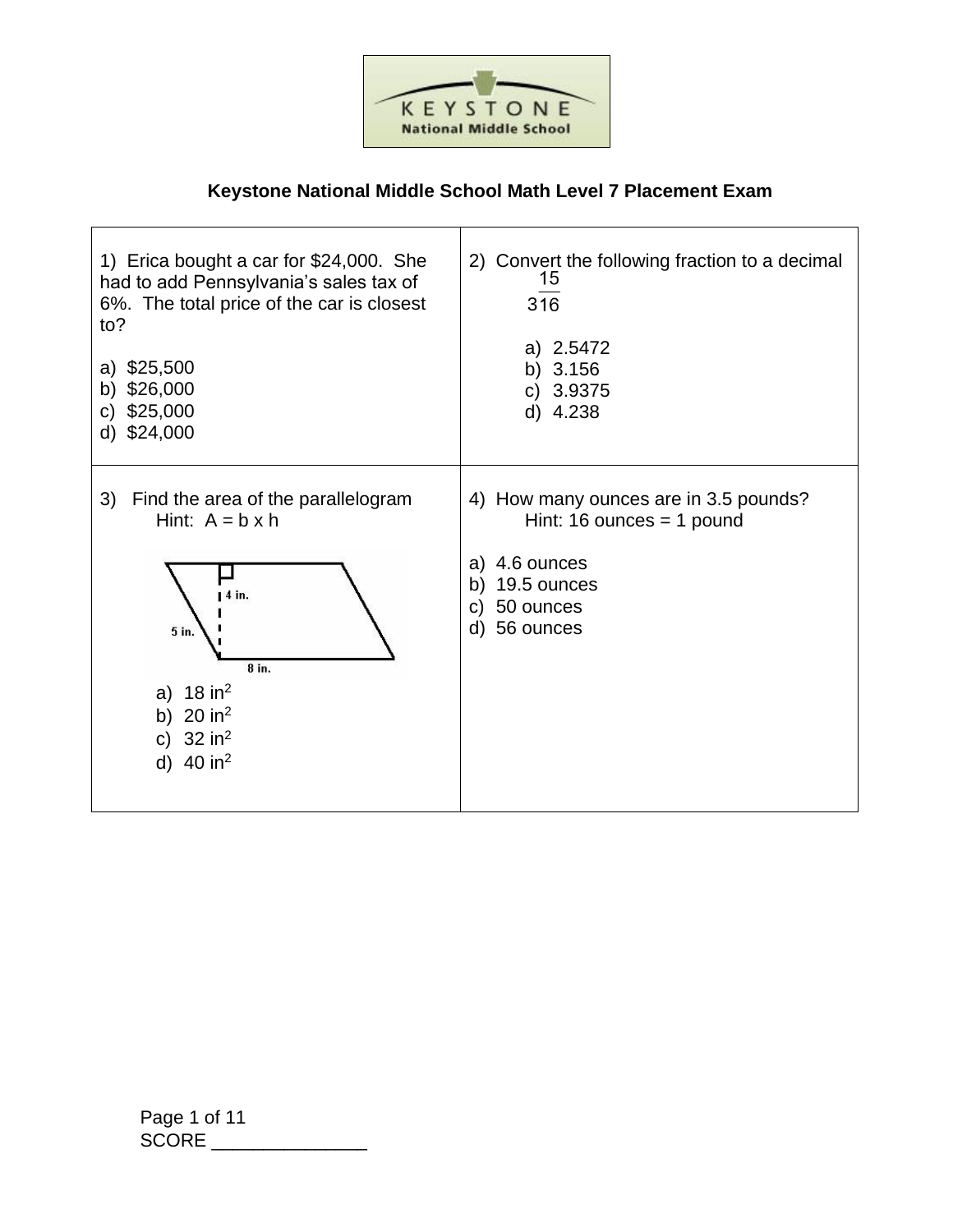### Keystone National Middle School Math Level 7 Placement Exam

1) Erica bought a car for $24,000. She had to add Pennsylvania's sales tax of 6%. The total price of the car is closest to?

a) $25,500
b) $26,000
c) $25,000
d) $24,000

2) Convert the following fraction to a decimal

$$3\frac{15}{16}$$

a) 2.5472
b) 3.156
c) 3.9375
d) 4.238

3) Find the area of the parallelogram
Hint: A = b x h

(Parallelogram diagram labels: 4 in., 5 in., 8 in.)

a) 18 $in^2$
b) 20 $in^2$
c) 32 $in^2$
d) 40 $in^2$

4) How many ounces are in 3.5 pounds?
Hint: 16 ounces = 1 pound

a) 4.6 ounces
b) 19.5 ounces
c) 50 ounces
d) 56 ounces

SCORE _______________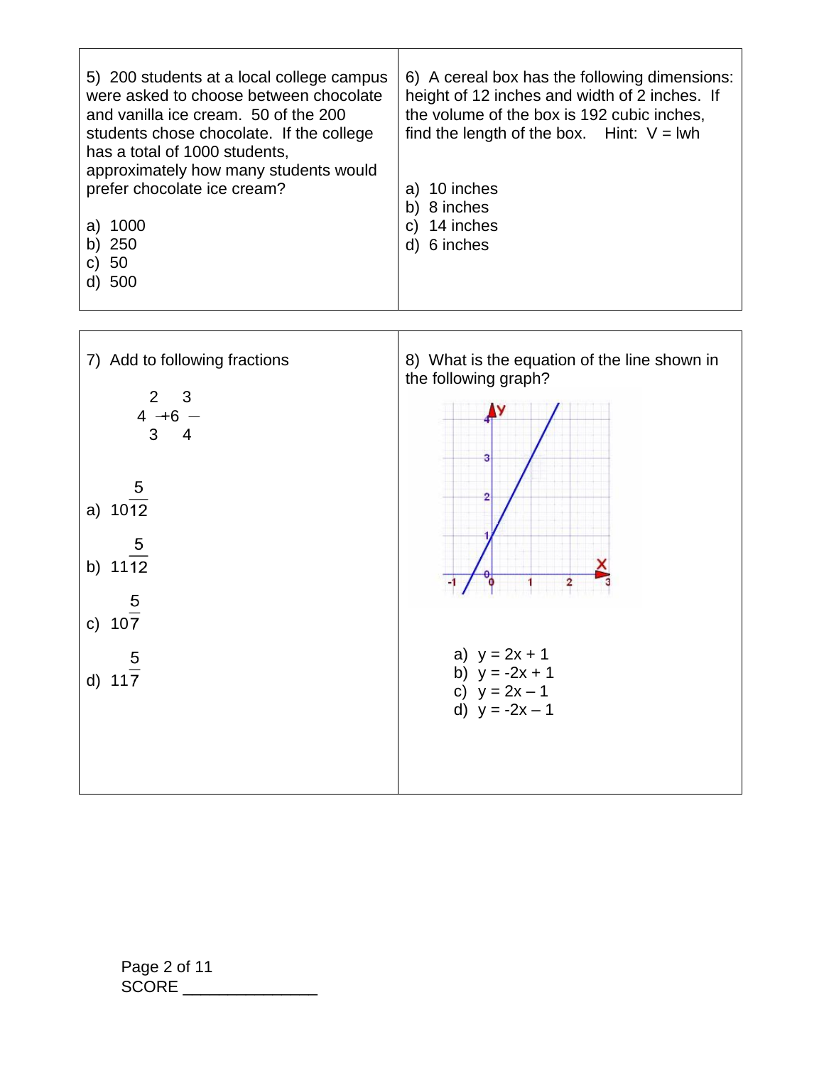5) 200 students at a local college campus were asked to choose between chocolate and vanilla ice cream. 50 of the 200 students chose chocolate. If the college has a total of 1000 students, approximately how many students would prefer chocolate ice cream?

a) 1000
b) 250
c) 50
d) 500

6) A cereal box has the following dimensions: height of 12 inches and width of 2 inches. If the volume of the box is 192 cubic inches, find the length of the box. Hint: $V = lwh$

a) 10 inches
b) 8 inches
c) 14 inches
d) 6 inches

7) Add to following fractions

$$4\frac{2}{3} + 6\frac{3}{4}$$

a) $10\frac{5}{12}$

b) $11\frac{5}{12}$

c) $10\frac{5}{7}$

d) $11\frac{5}{7}$

8) What is the equation of the line shown in the following graph?

a) $y = 2x + 1$
b) $y = -2x + 1$
c) $y = 2x - 1$
d) $y = -2x - 1$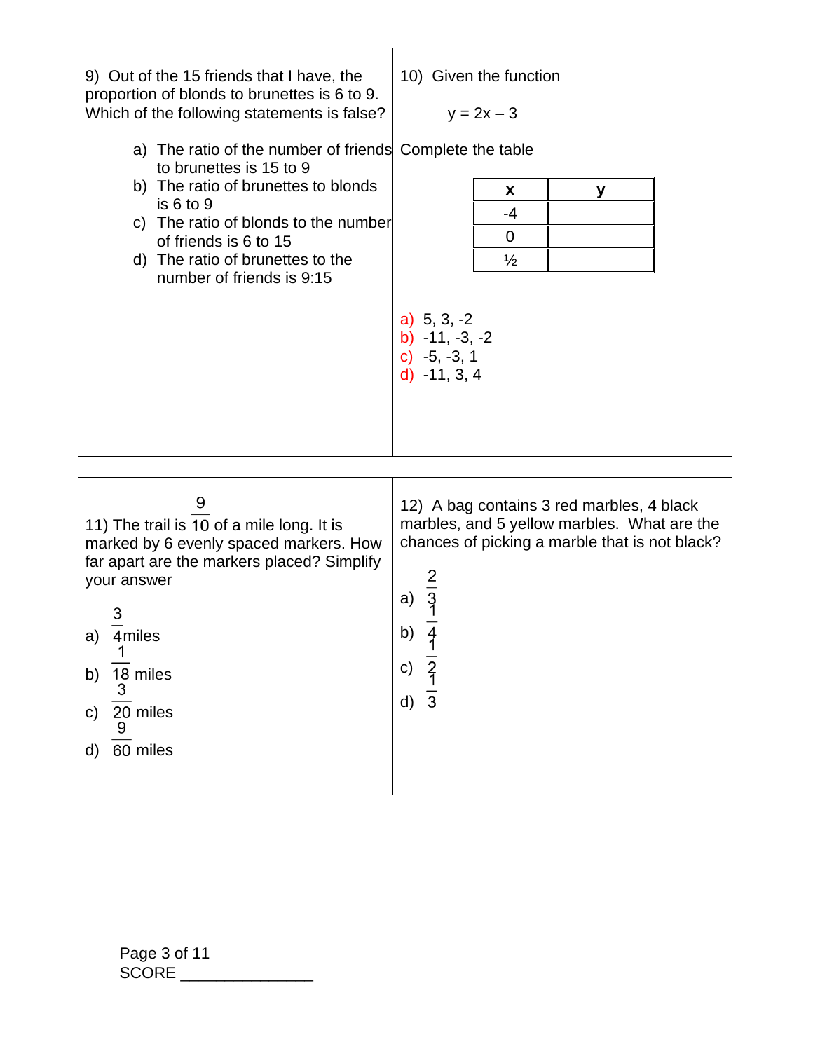9) Out of the 15 friends that I have, the proportion of blonds to brunettes is 6 to 9. Which of the following statements is false?

a) The ratio of the number of friends to brunettes is 15 to 9
b) The ratio of brunettes to blonds is 6 to 9
c) The ratio of blonds to the number of friends is 6 to 15
d) The ratio of brunettes to the number of friends is 9:15

10) Given the function

$y = 2x - 3$

Complete the table

| x | y |
|---|---|
| -4 | |
| 0 | |
| ½ | |

a) 5, 3, -2
b) -11, -3, -2
c) -5, -3, 1
d) -11, 3, 4

11) The trail is $\frac{9}{10}$ of a mile long. It is marked by 6 evenly spaced markers. How far apart are the markers placed? Simplify your answer

a) $\frac{3}{4}$ miles
b) $\frac{1}{18}$ miles
c) $\frac{3}{20}$ miles
d) $\frac{9}{60}$ miles

12) A bag contains 3 red marbles, 4 black marbles, and 5 yellow marbles. What are the chances of picking a marble that is not black?

a) $\frac{2}{3}$
b) $\frac{1}{4}$
c) $\frac{1}{2}$
d) $\frac{1}{3}$

SCORE _______________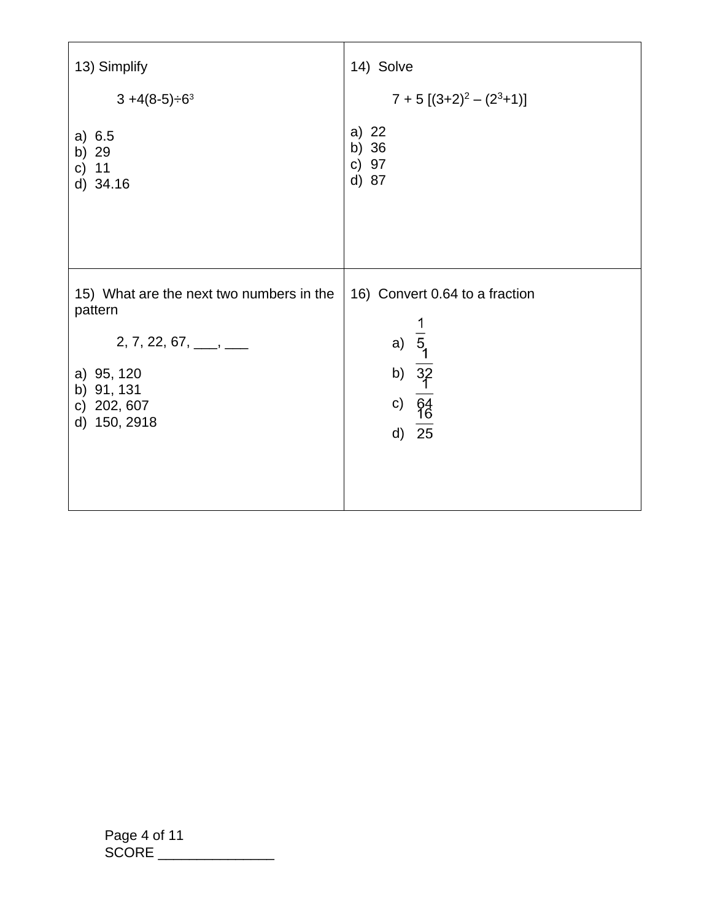13) Simplify

$$3 + 4(8-5) \div 6^3$$

a) 6.5
b) 29
c) 11
d) 34.16

14) Solve

$$7 + 5\,[(3+2)^2 - (2^3+1)]$$

a) 22
b) 36
c) 97
d) 87

15) What are the next two numbers in the pattern

2, 7, 22, 67, ___, ___

a) 95, 120
b) 91, 131
c) 202, 607
d) 150, 2918

16) Convert 0.64 to a fraction

a) $\frac{1}{5}$
b) $\frac{1}{32}$
c) $\frac{1}{64}$
d) $\frac{16}{25}$

SCORE _______________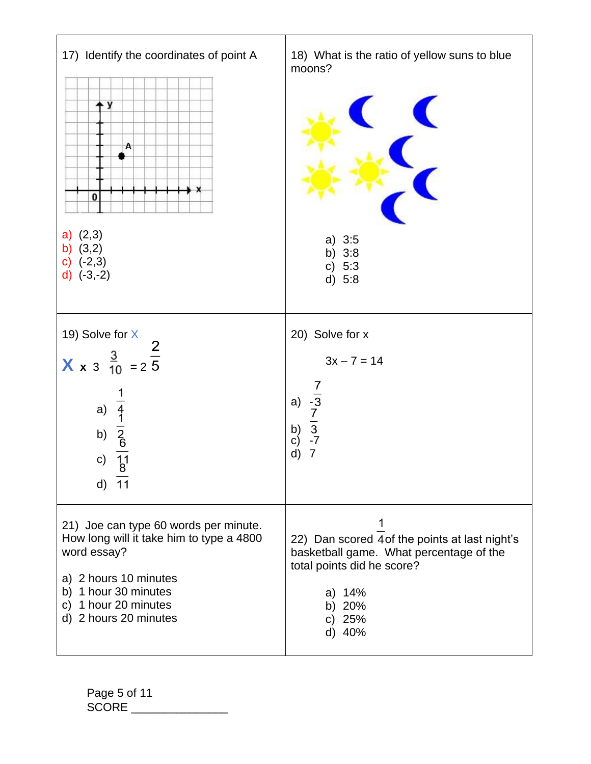17) Identify the coordinates of point A

a) (2,3)
b) (3,2)
c) (-2,3)
d) (-3,-2)

18) What is the ratio of yellow suns to blue moons?

a) 3:5
b) 3:8
c) 5:3
d) 5:8

19) Solve for X

$$X \times 3\frac{3}{10} = 2\frac{2}{5}$$

a) $\frac{1}{4}$
b) $\frac{1}{2}$
c) $\frac{6}{11}$
d) $\frac{8}{11}$

20) Solve for x

$3x - 7 = 14$

a) $\frac{7}{-3}$
b) $\frac{7}{3}$
c) -7
d) 7

21) Joe can type 60 words per minute. How long will it take him to type a 4800 word essay?

a) 2 hours 10 minutes
b) 1 hour 30 minutes
c) 1 hour 20 minutes
d) 2 hours 20 minutes

22) Dan scored $\frac{1}{4}$ of the points at last night's basketball game. What percentage of the total points did he score?

a) 14%
b) 20%
c) 25%
d) 40%

SCORE _______________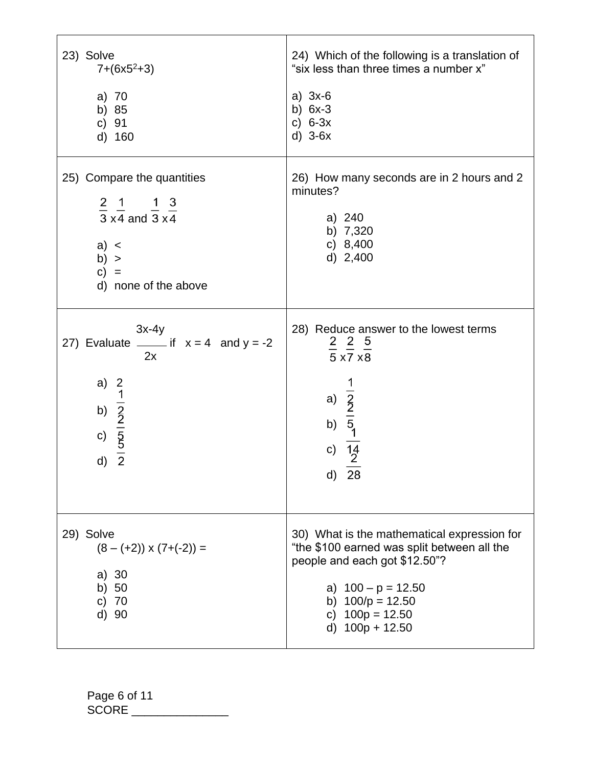23) Solve

$7+(6\text{x}5^2+3)$

a) 70
b) 85
c) 91
d) 160

24) Which of the following is a translation of "six less than three times a number x"

a) 3x-6
b) 6x-3
c) 6-3x
d) 3-6x

25) Compare the quantities

$\frac{2}{3} \text{ x} \frac{1}{4}$ and $\frac{1}{3} \text{ x} \frac{3}{4}$

a) <
b) >
c) =
d) none of the above

26) How many seconds are in 2 hours and 2 minutes?

a) 240
b) 7,320
c) 8,400
d) 2,400

27) Evaluate $\frac{3x-4y}{2x}$ if x = 4 and y = -2

a) 2
b) $\frac{1}{2}$
c) $\frac{2}{5}$
d) $\frac{5}{2}$

28) Reduce answer to the lowest terms

$\frac{2}{5} \text{ x} \frac{2}{7} \text{ x} \frac{5}{8}$

a) $\frac{1}{2}$
b) $\frac{2}{5}$
c) $\frac{1}{14}$
d) $\frac{2}{28}$

29) Solve

(8 – (+2)) x (7+(-2)) =

a) 30
b) 50
c) 70
d) 90

30) What is the mathematical expression for "the $100 earned was split between all the people and each got $12.50"?

a) 100 – p = 12.50
b) 100/p = 12.50
c) 100p = 12.50
d) 100p + 12.50

SCORE _______________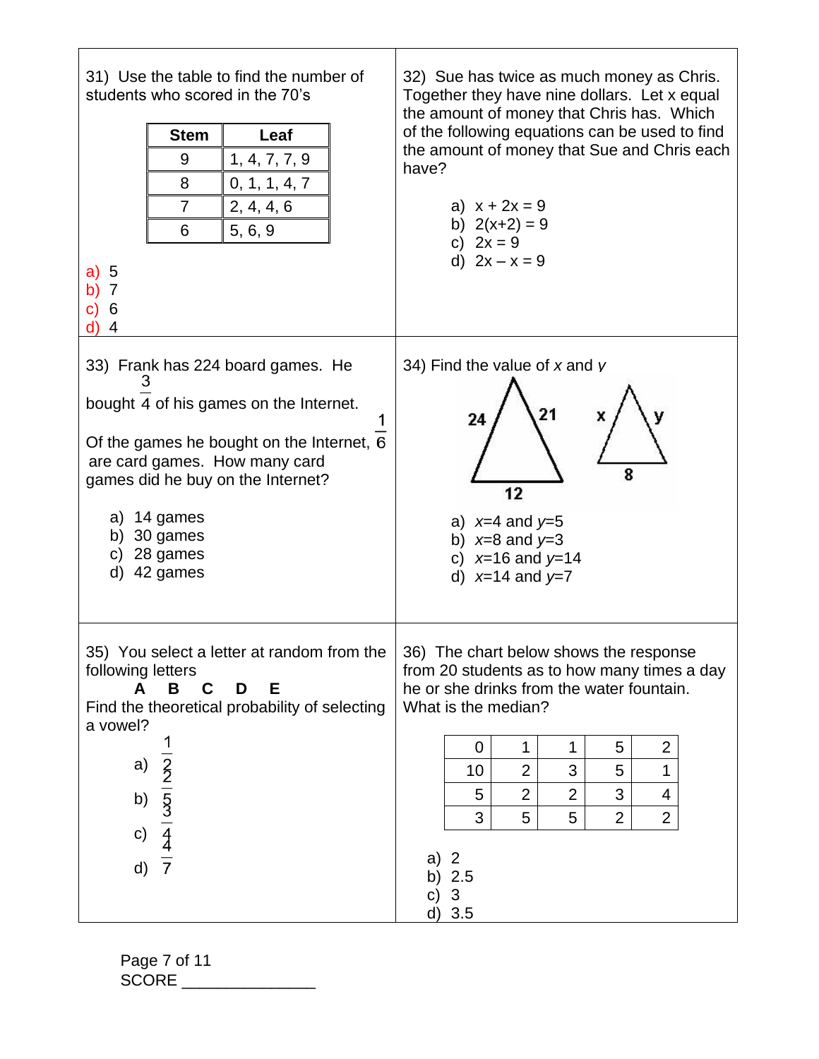31) Use the table to find the number of students who scored in the 70's

| Stem | Leaf |
|---|---|
| 9 | 1, 4, 7, 7, 9 |
| 8 | 0, 1, 1, 4, 7 |
| 7 | 2, 4, 4, 6 |
| 6 | 5, 6, 9 |

a) 5
b) 7
c) 6
d) 4

32) Sue has twice as much money as Chris. Together they have nine dollars. Let x equal the amount of money that Chris has. Which of the following equations can be used to find the amount of money that Sue and Chris each have?

a) $x + 2x = 9$
b) $2(x+2) = 9$
c) $2x = 9$
d) $2x - x = 9$

33) Frank has 224 board games. He bought $\frac{3}{4}$ of his games on the Internet.

Of the games he bought on the Internet, $\frac{1}{6}$ are card games. How many card games did he buy on the Internet?

a) 14 games
b) 30 games
c) 28 games
d) 42 games

34) Find the value of $x$ and $y$

(Two similar triangles: the first with sides 24, 21, and base 12; the second with sides x, y, and base 8.)

a) $x$=4 and $y$=5
b) $x$=8 and $y$=3
c) $x$=16 and $y$=14
d) $x$=14 and $y$=7

35) You select a letter at random from the following letters

**A B C D E**

Find the theoretical probability of selecting a vowel?

a) $\frac{1}{2}$
b) $\frac{2}{5}$
c) $\frac{3}{4}$
d) $\frac{4}{7}$

36) The chart below shows the response from 20 students as to how many times a day he or she drinks from the water fountain. What is the median?

| | | | | |
|---|---|---|---|---|
| 0 | 1 | 1 | 5 | 2 |
| 10 | 2 | 3 | 5 | 1 |
| 5 | 2 | 2 | 3 | 4 |
| 3 | 5 | 5 | 2 | 2 |

a) 2
b) 2.5
c) 3
d) 3.5

SCORE _______________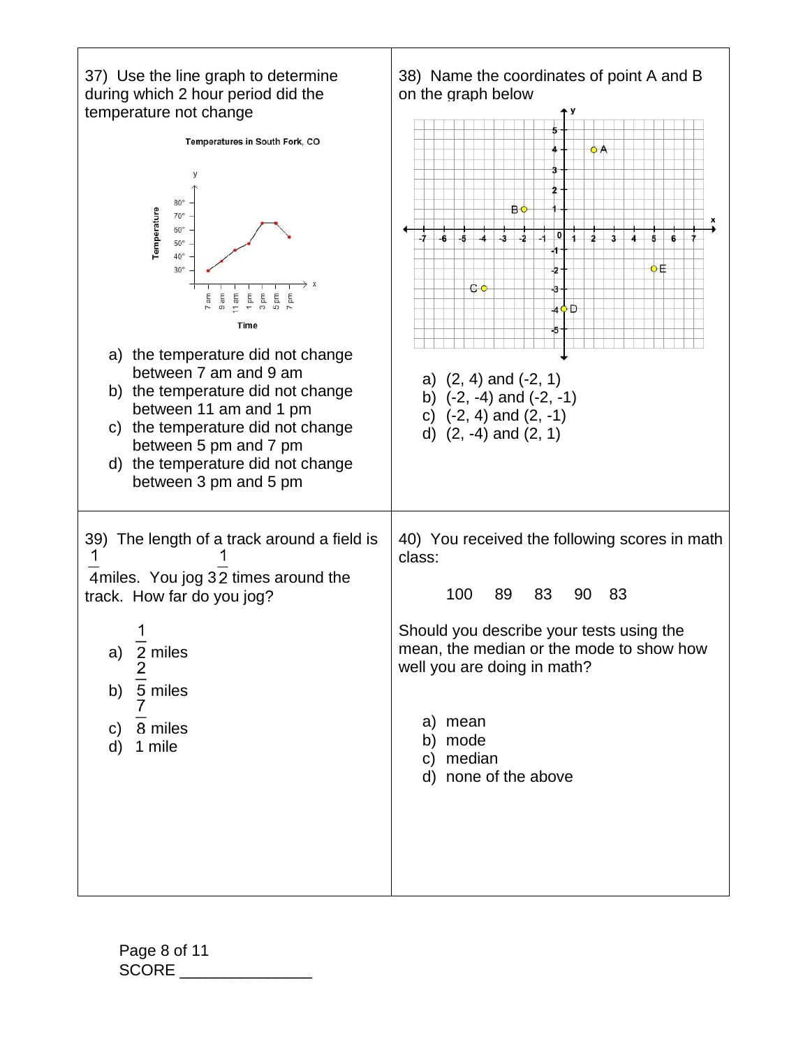37) Use the line graph to determine during which 2 hour period did the temperature not change

a) the temperature did not change between 7 am and 9 am
b) the temperature did not change between 11 am and 1 pm
c) the temperature did not change between 5 pm and 7 pm
d) the temperature did not change between 3 pm and 5 pm

38) Name the coordinates of point A and B on the graph below

a) (2, 4) and (-2, 1)
b) (-2, -4) and (-2, -1)
c) (-2, 4) and (2, -1)
d) (2, -4) and (2, 1)

39) The length of a track around a field is $\frac{1}{4}$ miles. You jog $3\frac{1}{2}$ times around the track. How far do you jog?

a) $\frac{1}{2}$ miles
b) $\frac{2}{5}$ miles
c) $\frac{7}{8}$ miles
d) 1 mile

40) You received the following scores in math class:

100 89 83 90 83

Should you describe your tests using the mean, the median or the mode to show how well you are doing in math?

a) mean
b) mode
c) median
d) none of the above

SCORE _______________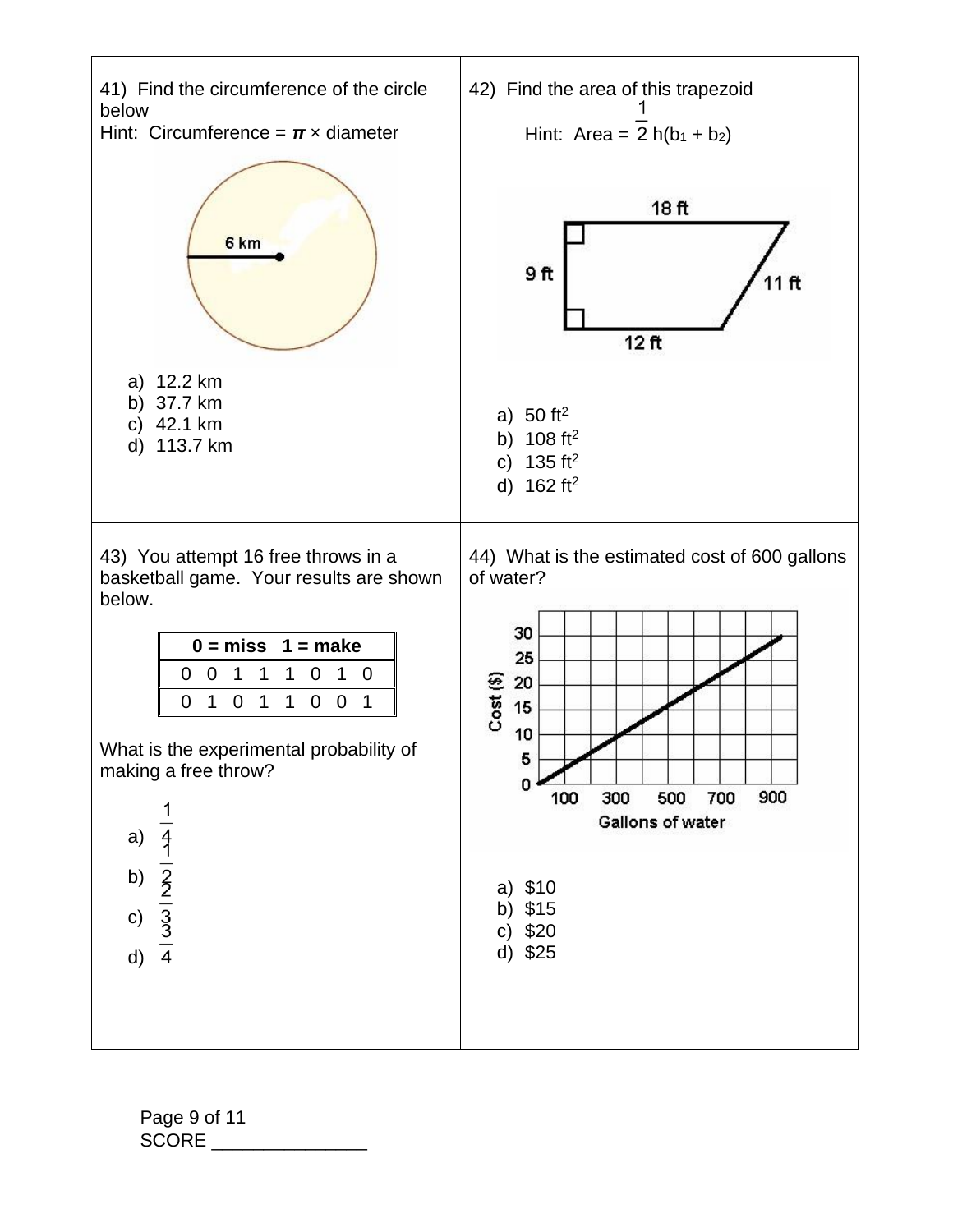41) Find the circumference of the circle below

Hint: Circumference = $\pi$ × diameter

6 km

a) 12.2 km
b) 37.7 km
c) 42.1 km
d) 113.7 km

42) Find the area of this trapezoid

Hint: Area = $\frac{1}{2}h(b_1 + b_2)$

18 ft, 9 ft, 11 ft, 12 ft

a) 50 $ft^2$
b) 108 $ft^2$
c) 135 $ft^2$
d) 162 $ft^2$

43) You attempt 16 free throws in a basketball game. Your results are shown below.

| 0 = miss 1 = make |
|---|
| 0 0 1 1 1 0 1 0 |
| 0 1 0 1 1 0 0 1 |

What is the experimental probability of making a free throw?

a) $\frac{1}{4}$
b) $\frac{1}{2}$
c) $\frac{2}{3}$
d) $\frac{3}{4}$

44) What is the estimated cost of 600 gallons of water?

Cost ($): 0, 5, 10, 15, 20, 25, 30

Gallons of water: 100, 300, 500, 700, 900

a) $10
b) $15
c) $20
d) $25

SCORE _______________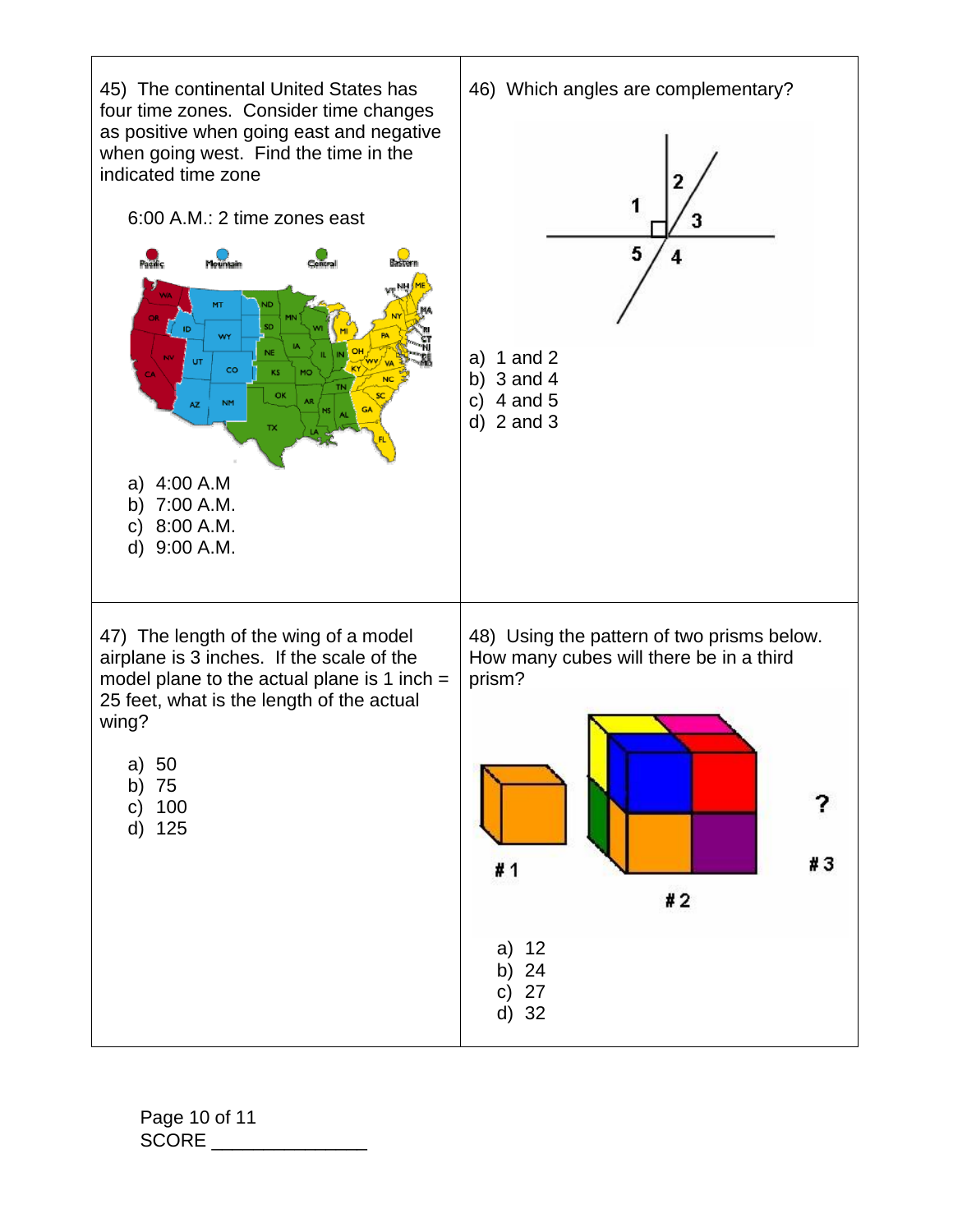45) The continental United States has four time zones. Consider time changes as positive when going east and negative when going west. Find the time in the indicated time zone

6:00 A.M.: 2 time zones east

a) 4:00 A.M
b) 7:00 A.M.
c) 8:00 A.M.
d) 9:00 A.M.

46) Which angles are complementary?

a) 1 and 2
b) 3 and 4
c) 4 and 5
d) 2 and 3

47) The length of the wing of a model airplane is 3 inches. If the scale of the model plane to the actual plane is 1 inch = 25 feet, what is the length of the actual wing?

a) 50
b) 75
c) 100
d) 125

48) Using the pattern of two prisms below. How many cubes will there be in a third prism?

a) 12
b) 24
c) 27
d) 32

SCORE _______________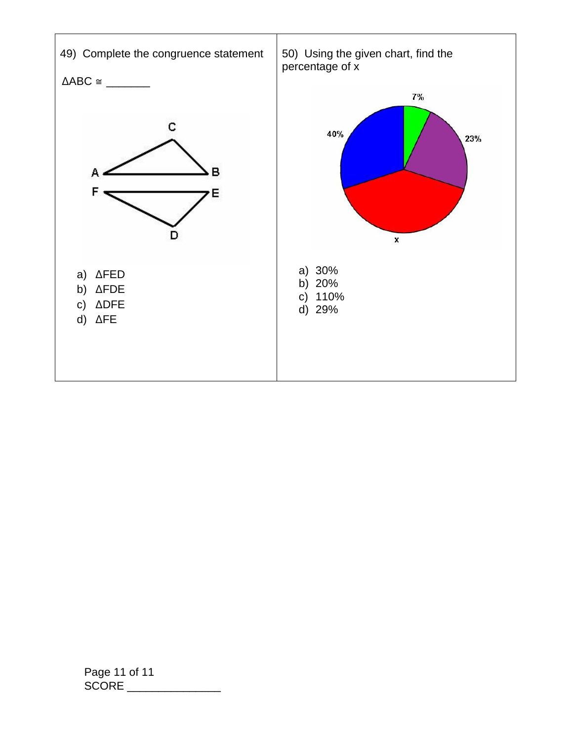49) Complete the congruence statement

ΔABC ≅ _______

C

A B

F E

D

a) ΔFED
b) ΔFDE
c) ΔDFE
d) ΔFE

50) Using the given chart, find the percentage of x

7%

40%

23%

x

a) 30%
b) 20%
c) 110%
d) 29%

SCORE _______________